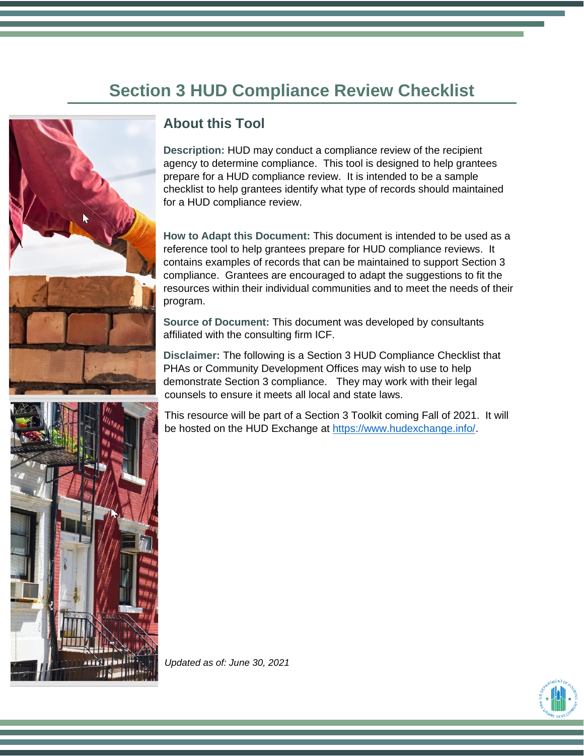# Section 3 HUD Compliance Review Checklist

## About this Tool

**Description:** HUD may conduct a compliance review of the recipient agency to determine compliance. This tool is designed to help grantees prepare for a HUD compliance review. It is intended to be a sample checklist to help grantees identify what type of records should maintained for a HUD compliance review.

**How to Adapt this Document:** This document is intended to be used as a reference tool to help grantees prepare for HUD compliance reviews. It contains examples of records that can be maintained to support Section 3 compliance. Grantees are encouraged to adapt the suggestions to fit the resources within their individual communities and to meet the needs of their program.

**Source of Document:** This document was developed by consultants affiliated with the consulting firm ICF.

**Disclaimer:** The following is a Section 3 HUD Compliance Checklist that PHAs or Community Development Offices may wish to use to help demonstrate Section 3 compliance. They may work with their legal counsels to ensure it meets all local and state laws.

This resource will be part of a Section 3 Toolkit coming Fall of 2021. It will be hosted on the HUD Exchange at [https://www.hudexchange.info/](https://www.hudexchange.info/).

*Updated as of: June 30, 2021*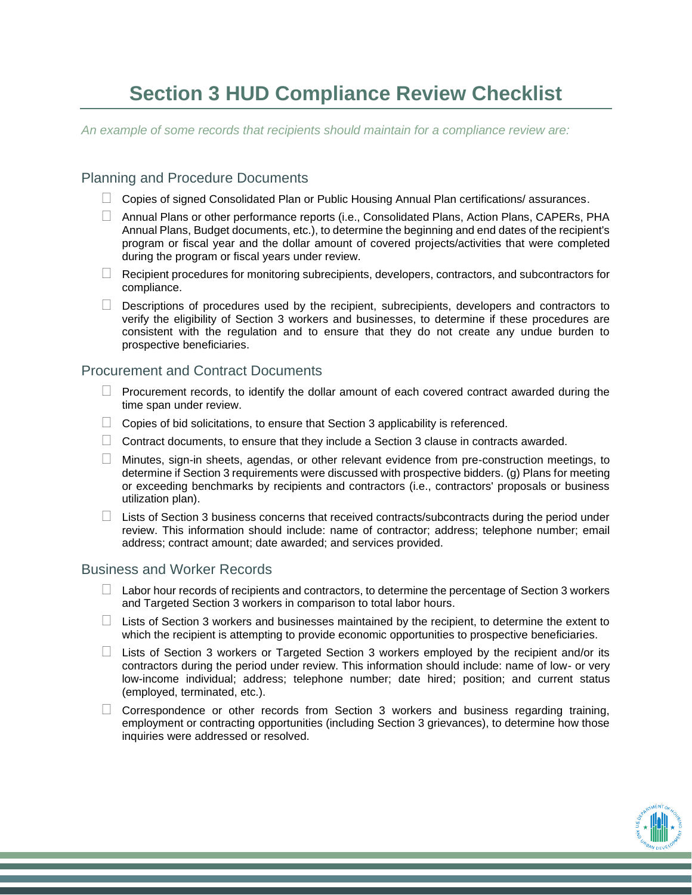# Section 3 HUD Compliance Review Checklist

*An example of some records that recipients should maintain for a compliance review are:*

## Planning and Procedure Documents

- ☐ Copies of signed Consolidated Plan or Public Housing Annual Plan certifications/ assurances.
- ☐ Annual Plans or other performance reports (i.e., Consolidated Plans, Action Plans, CAPERs, PHA Annual Plans, Budget documents, etc.), to determine the beginning and end dates of the recipient's program or fiscal year and the dollar amount of covered projects/activities that were completed during the program or fiscal years under review.
- ☐ Recipient procedures for monitoring subrecipients, developers, contractors, and subcontractors for compliance.
- ☐ Descriptions of procedures used by the recipient, subrecipients, developers and contractors to verify the eligibility of Section 3 workers and businesses, to determine if these procedures are consistent with the regulation and to ensure that they do not create any undue burden to prospective beneficiaries.

## Procurement and Contract Documents

- ☐ Procurement records, to identify the dollar amount of each covered contract awarded during the time span under review.
- ☐ Copies of bid solicitations, to ensure that Section 3 applicability is referenced.
- ☐ Contract documents, to ensure that they include a Section 3 clause in contracts awarded.
- ☐ Minutes, sign-in sheets, agendas, or other relevant evidence from pre-construction meetings, to determine if Section 3 requirements were discussed with prospective bidders. (g) Plans for meeting or exceeding benchmarks by recipients and contractors (i.e., contractors' proposals or business utilization plan).
- ☐ Lists of Section 3 business concerns that received contracts/subcontracts during the period under review. This information should include: name of contractor; address; telephone number; email address; contract amount; date awarded; and services provided.

## Business and Worker Records

- ☐ Labor hour records of recipients and contractors, to determine the percentage of Section 3 workers and Targeted Section 3 workers in comparison to total labor hours.
- ☐ Lists of Section 3 workers and businesses maintained by the recipient, to determine the extent to which the recipient is attempting to provide economic opportunities to prospective beneficiaries.
- ☐ Lists of Section 3 workers or Targeted Section 3 workers employed by the recipient and/or its contractors during the period under review. This information should include: name of low- or very low-income individual; address; telephone number; date hired; position; and current status (employed, terminated, etc.).
- ☐ Correspondence or other records from Section 3 workers and business regarding training, employment or contracting opportunities (including Section 3 grievances), to determine how those inquiries were addressed or resolved.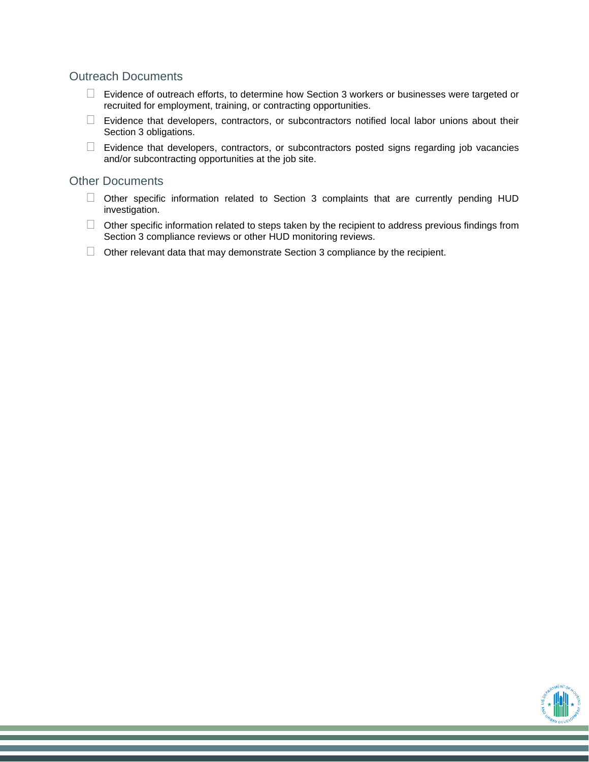## Outreach Documents

- ☐ Evidence of outreach efforts, to determine how Section 3 workers or businesses were targeted or recruited for employment, training, or contracting opportunities.
- ☐ Evidence that developers, contractors, or subcontractors notified local labor unions about their Section 3 obligations.
- ☐ Evidence that developers, contractors, or subcontractors posted signs regarding job vacancies and/or subcontracting opportunities at the job site.

## Other Documents

- ☐ Other specific information related to Section 3 complaints that are currently pending HUD investigation.
- ☐ Other specific information related to steps taken by the recipient to address previous findings from Section 3 compliance reviews or other HUD monitoring reviews.
- ☐ Other relevant data that may demonstrate Section 3 compliance by the recipient.